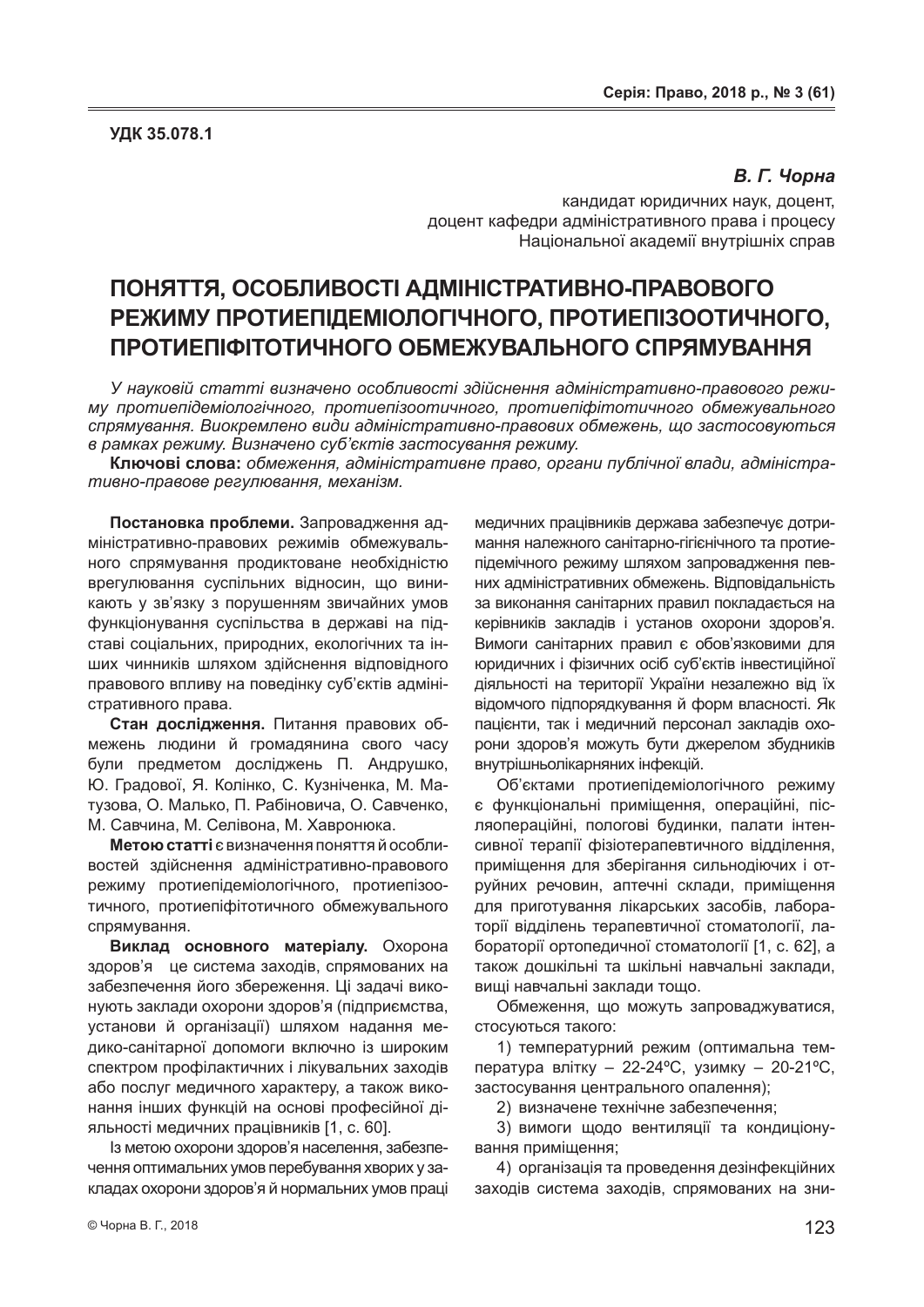**УДК 35.078.1**

***В. Г. Чорна***

кандидат юридичних наук, доцент,
доцент кафедри адміністративного права і процесу
Національної академії внутрішніх справ

# ПОНЯТТЯ, ОСОБЛИВОСТІ АДМІНІСТРАТИВНО-ПРАВОВОГО РЕЖИМУ ПРОТИЕПІДЕМІОЛОГІЧНОГО, ПРОТИЕПІЗООТИЧНОГО, ПРОТИЕПІФІТОТИЧНОГО ОБМЕЖУВАЛЬНОГО СПРЯМУВАННЯ

*У науковій статті визначено особливості здійснення адміністративно-правового режиму протиепідеміологічного, протиепізоотичного, протиепіфітотичного обмежувального спрямування. Виокремлено види адміністративно-правових обмежень, що застосовуються в рамках режиму. Визначено суб'єктів застосування режиму.*

**Ключові слова:** *обмеження, адміністративне право, органи публічної влади, адміністративно-правове регулювання, механізм.*

**Постановка проблеми.** Запровадження адміністративно-правових режимів обмежувального спрямування продиктоване необхідністю врегулювання суспільних відносин, що виникають у зв'язку з порушенням звичайних умов функціонування суспільства в державі на підставі соціальних, природних, екологічних та інших чинників шляхом здійснення відповідного правового впливу на поведінку суб'єктів адміністративного права.

**Стан дослідження.** Питання правових обмежень людини й громадянина свого часу були предметом досліджень П. Андрушко, Ю. Градової, Я. Колінко, С. Кузніченка, М. Матузова, О. Малько, П. Рабіновича, О. Савченко, М. Савчина, М. Селівона, М. Хавронюка.

**Метою статті** є визначення поняття й особливостей здійснення адміністративно-правового режиму протиепідеміологічного, протиепізоотичного, протиепіфітотичного обмежувального спрямування.

**Виклад основного матеріалу.** Охорона здоров'я це система заходів, спрямованих на забезпечення його збереження. Ці задачі виконують заклади охорони здоров'я (підприємства, установи й організації) шляхом надання медико-санітарної допомоги включно із широким спектром профілактичних і лікувальних заходів або послуг медичного характеру, а також виконання інших функцій на основі професійної діяльності медичних працівників [1, с. 60].

Із метою охорони здоров'я населення, забезпечення оптимальних умов перебування хворих у закладах охорони здоров'я й нормальних умов праці медичних працівників держава забезпечує дотримання належного санітарно-гігієнічного та протиепідемічного режиму шляхом запровадження певних адміністративних обмежень. Відповідальність за виконання санітарних правил покладається на керівників закладів і установ охорони здоров'я. Вимоги санітарних правил є обов'язковими для юридичних і фізичних осіб суб'єктів інвестиційної діяльності на території України незалежно від їх відомчого підпорядкування й форм власності. Як пацієнти, так і медичний персонал закладів охорони здоров'я можуть бути джерелом збудників внутрішньолікарняних інфекцій.

Об'єктами протиепідеміологічного режиму є функціональні приміщення, операційні, післяопераційні, пологові будинки, палати інтенсивної терапії фізіотерапевтичного відділення, приміщення для зберігання сильнодіючих і отруйних речовин, аптечні склади, приміщення для приготування лікарських засобів, лабораторії відділень терапевтичної стоматології, лабораторії ортопедичної стоматології [1, с. 62], а також дошкільні та шкільні навчальні заклади, вищі навчальні заклади тощо.

Обмеження, що можуть запроваджуватися, стосуються такого:

1) температурний режим (оптимальна температура влітку – 22-24ºС, узимку – 20-21ºС, застосування центрального опалення);

2) визначене технічне забезпечення;

3) вимоги щодо вентиляції та кондиціонування приміщення;

4) організація та проведення дезінфекційних заходів система заходів, спрямованих на зни-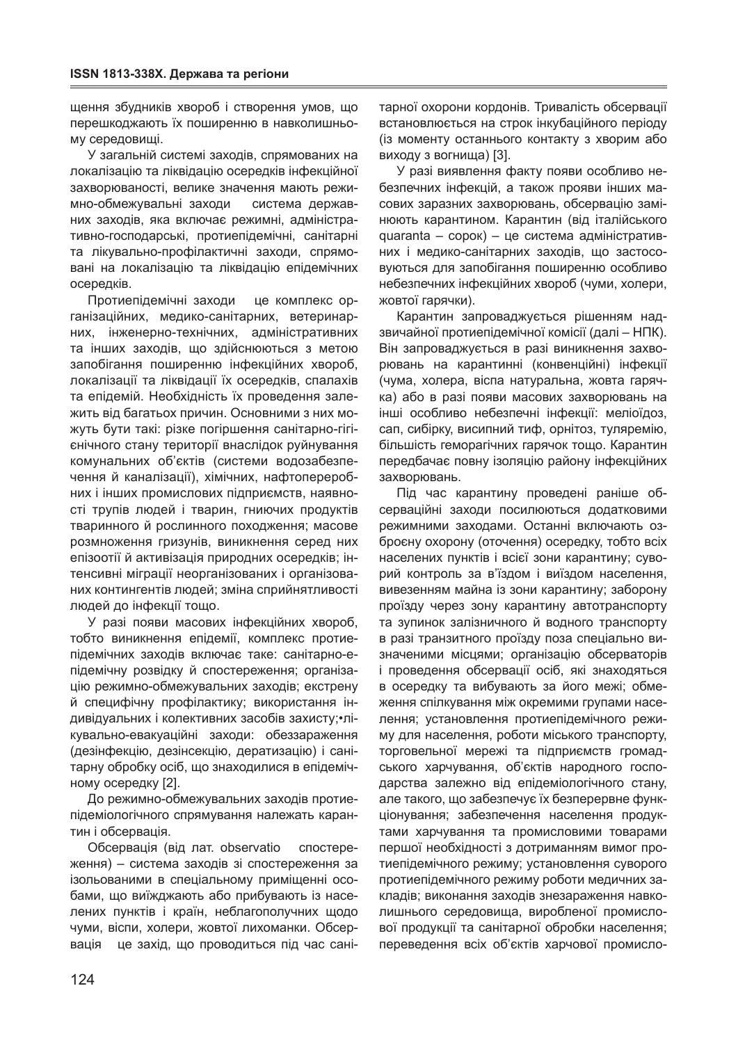щення збудників хвороб і створення умов, що перешкоджають їх поширенню в навколишньому середовищі.

У загальній системі заходів, спрямованих на локалізацію та ліквідацію осередків інфекційної захворюваності, велике значення мають режимно-обмежувальні заходи система державних заходів, яка включає режимні, адміністративно-господарські, протиепідемічні, санітарні та лікувально-профілактичні заходи, спрямовані на локалізацію та ліквідацію епідемічних осередків.

Протиепідемічні заходи це комплекс організаційних, медико-санітарних, ветеринарних, інженерно-технічних, адміністративних та інших заходів, що здійснюються з метою запобігання поширенню інфекційних хвороб, локалізації та ліквідації їх осередків, спалахів та епідемій. Необхідність їх проведення залежить від багатьох причин. Основними з них можуть бути такі: різке погіршення санітарно-гігієнічного стану території внаслідок руйнування комунальних об'єктів (системи водозабезпечення й каналізації), хімічних, нафтопереробних і інших промислових підприємств, наявності трупів людей і тварин, гниючих продуктів тваринного й рослинного походження; масове розмноження гризунів, виникнення серед них епізоотії й активізація природних осередків; інтенсивні міграції неорганізованих і організованих контингентів людей; зміна сприйнятливості людей до інфекції тощо.

У разі появи масових інфекційних хвороб, тобто виникнення епідемії, комплекс протиепідемічних заходів включає таке: санітарно-епідемічну розвідку й спостереження; організацію режимно-обмежувальних заходів; екстрену й специфічну профілактику; використання індивідуальних і колективних засобів захисту;•лікувально-евакуаційні заходи: обеззараження (дезінфекцію, дезінсекцію, дератизацію) і санітарну обробку осіб, що знаходилися в епідемічному осередку [2].

До режимно-обмежувальних заходів протиепідеміологічного спрямування належать карантин і обсервація.

Обсервація (від лат. observatio спостереження) – система заходів зі спостереження за ізольованими в спеціальному приміщенні особами, що виїжджають або прибувають із населених пунктів і країн, неблагополучних щодо чуми, віспи, холери, жовтої лихоманки. Обсервація це захід, що проводиться під час санітарної охорони кордонів. Тривалість обсервації встановлюється на строк інкубаційного періоду (із моменту останнього контакту з хворим або виходу з вогнища) [3].

У разі виявлення факту появи особливо небезпечних інфекцій, а також прояви інших масових заразних захворювань, обсервацію замінюють карантином. Карантин (від італійського quaranta – сорок) – це система адміністративних і медико-санітарних заходів, що застосовуються для запобігання поширенню особливо небезпечних інфекційних хвороб (чуми, холери, жовтої гарячки).

Карантин запроваджується рішенням надзвичайної протиепідемічної комісії (далі – НПК). Він запроваджується в разі виникнення захворювань на карантинні (конвенційні) інфекції (чума, холера, віспа натуральна, жовта гарячка) або в разі появи масових захворювань на інші особливо небезпечні інфекції: меліоїдоз, сап, сибірку, висипний тиф, орнітоз, туляремію, більшість геморагічних гарячок тощо. Карантин передбачає повну ізоляцію району інфекційних захворювань.

Під час карантину проведені раніше обсерваційні заходи посилюються додатковими режимними заходами. Останні включають озброєну охорону (оточення) осередку, тобто всіх населених пунктів і всієї зони карантину; суворий контроль за в'їздом і виїздом населення, вивезенням майна із зони карантину; заборону проїзду через зону карантину автотранспорту та зупинок залізничного й водного транспорту в разі транзитного проїзду поза спеціально визначеними місцями; організацію обсерваторів і проведення обсервації осіб, які знаходяться в осередку та вибувають за його межі; обмеження спілкування між окремими групами населення; установлення протиепідемічного режиму для населення, роботи міського транспорту, торговельної мережі та підприємств громадського харчування, об'єктів народного господарства залежно від епідеміологічного стану, але такого, що забезпечує їх безперервне функціонування; забезпечення населення продуктами харчування та промисловими товарами першої необхідності з дотриманням вимог протиепідемічного режиму; установлення суворого протиепідемічного режиму роботи медичних закладів; виконання заходів знезараження навколишнього середовища, виробленої промислової продукції та санітарної обробки населення; переведення всіх об'єктів харчової промисло-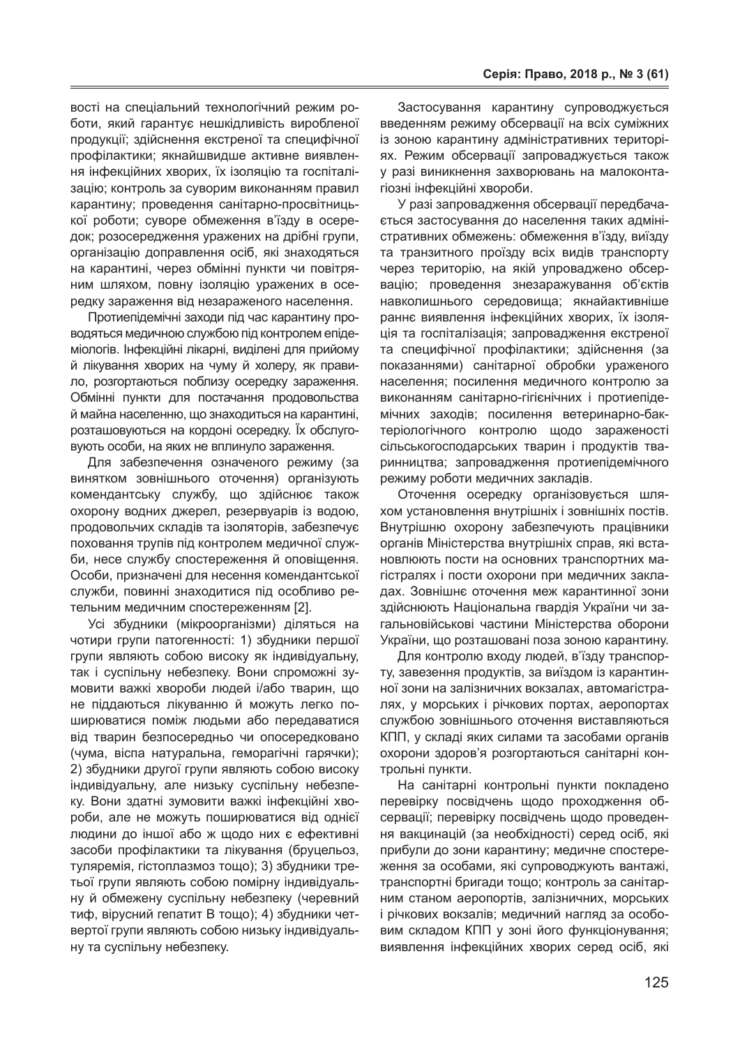вості на спеціальний технологічний режим роботи, який гарантує нешкідливість виробленої продукції; здійснення екстреної та специфічної профілактики; якнайшвидше активне виявлення інфекційних хворих, їх ізоляцію та госпіталізацію; контроль за суворим виконанням правил карантину; проведення санітарно-просвітницької роботи; суворе обмеження в'їзду в осередок; розосередження уражених на дрібні групи, організацію доправлення осіб, які знаходяться на карантині, через обмінні пункти чи повітряним шляхом, повну ізоляцію уражених в осередку зараження від незараженого населення.

Протиепідемічні заходи під час карантину проводяться медичною службою під контролем епідеміологів. Інфекційні лікарні, виділені для прийому й лікування хворих на чуму й холеру, як правило, розгортаються поблизу осередку зараження. Обмінні пункти для постачання продовольства й майна населенню, що знаходиться на карантині, розташовуються на кордоні осередку. Їх обслуговують особи, на яких не вплинуло зараження.

Для забезпечення означеного режиму (за винятком зовнішнього оточення) організують комендантську службу, що здійснює також охорону водних джерел, резервуарів із водою, продовольчих складів та ізоляторів, забезпечує поховання трупів під контролем медичної служби, несе службу спостереження й оповіщення. Особи, призначені для несення комендантської служби, повинні знаходитися під особливо ретельним медичним спостереженням [2].

Усі збудники (мікроорганізми) діляться на чотири групи патогенності: 1) збудники першої групи являють собою високу як індивідуальну, так і суспільну небезпеку. Вони спроможні зумовити важкі хвороби людей і/або тварин, що не піддаються лікуванню й можуть легко поширюватися поміж людьми або передаватися від тварин безпосередньо чи опосередковано (чума, віспа натуральна, геморагічні гарячки); 2) збудники другої групи являють собою високу індивідуальну, але низьку суспільну небезпеку. Вони здатні зумовити важкі інфекційні хвороби, але не можуть поширюватися від однієї людини до іншої або ж щодо них є ефективні засоби профілактики та лікування (бруцельоз, туляремія, гістоплазмоз тощо); 3) збудники третьої групи являють собою помірну індивідуальну й обмежену суспільну небезпеку (черевний тиф, вірусний гепатит В тощо); 4) збудники четвертої групи являють собою низьку індивідуальну та суспільну небезпеку.

Застосування карантину супроводжується введенням режиму обсервації на всіх суміжних із зоною карантину адміністративних територіях. Режим обсервації запроваджується також у разі виникнення захворювань на малоконтагіозні інфекційні хвороби.

У разі запровадження обсервації передбачається застосування до населення таких адміністративних обмежень: обмеження в'їзду, виїзду та транзитного проїзду всіх видів транспорту через територію, на якій упроваджено обсервацію; проведення знезаражування об'єктів навколишнього середовища; якнайактивніше раннє виявлення інфекційних хворих, їх ізоляція та госпіталізація; запровадження екстреної та специфічної профілактики; здійснення (за показаннями) санітарної обробки ураженого населення; посилення медичного контролю за виконанням санітарно-гігієнічних і протиепідемічних заходів; посилення ветеринарно-бактеріологічного контролю щодо зараженості сільськогосподарських тварин і продуктів тваринництва; запровадження протиепідемічного режиму роботи медичних закладів.

Оточення осередку організовується шляхом установлення внутрішніх і зовнішніх постів. Внутрішню охорону забезпечують працівники органів Міністерства внутрішніх справ, які встановлюють пости на основних транспортних магістралях і пости охорони при медичних закладах. Зовнішнє оточення меж карантинної зони здійснюють Національна гвардія України чи загальновійськові частини Міністерства оборони України, що розташовані поза зоною карантину.

Для контролю входу людей, в'їзду транспорту, завезення продуктів, за виїздом із карантинної зони на залізничних вокзалах, автомагістралях, у морських і річкових портах, аеропортах службою зовнішнього оточення виставляються КПП, у складі яких силами та засобами органів охорони здоров'я розгортаються санітарні контрольні пункти.

На санітарні контрольні пункти покладено перевірку посвідчень щодо проходження обсервації; перевірку посвідчень щодо проведення вакцинацій (за необхідності) серед осіб, які прибули до зони карантину; медичне спостереження за особами, які супроводжують вантажі, транспортні бригади тощо; контроль за санітарним станом аеропортів, залізничних, морських і річкових вокзалів; медичний нагляд за особовим складом КПП у зоні його функціонування; виявлення інфекційних хворих серед осіб, які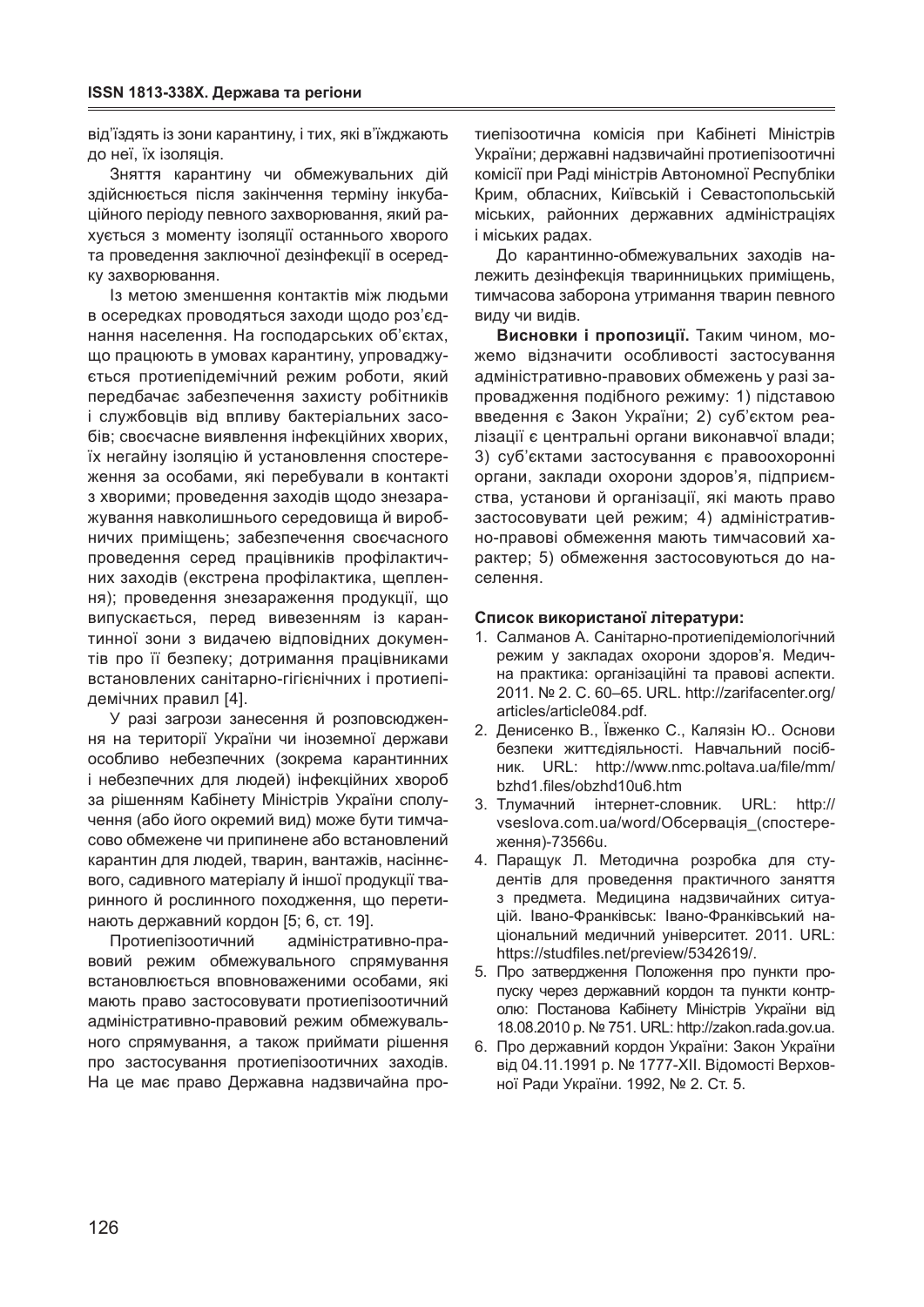від'їздять із зони карантину, і тих, які в'їжджають до неї, їх ізоляція.

Зняття карантину чи обмежувальних дій здійснюється після закінчення терміну інкубаційного періоду певного захворювання, який рахується з моменту ізоляції останнього хворого та проведення заключної дезінфекції в осередку захворювання.

Із метою зменшення контактів між людьми в осередках проводяться заходи щодо роз'єднання населення. На господарських об'єктах, що працюють в умовах карантину, упроваджується протиепідемічний режим роботи, який передбачає забезпечення захисту робітників і службовців від впливу бактеріальних засобів; своєчасне виявлення інфекційних хворих, їх негайну ізоляцію й установлення спостереження за особами, які перебували в контакті з хворими; проведення заходів щодо знезаражування навколишнього середовища й виробничих приміщень; забезпечення своєчасного проведення серед працівників профілактичних заходів (екстрена профілактика, щеплення); проведення знезараження продукції, що випускається, перед вивезенням із карантинної зони з видачею відповідних документів про її безпеку; дотримання працівниками встановлених санітарно-гігієнічних і протиепідемічних правил [4].

У разі загрози занесення й розповсюдження на території України чи іноземної держави особливо небезпечних (зокрема карантинних і небезпечних для людей) інфекційних хвороб за рішенням Кабінету Міністрів України сполучення (або його окремий вид) може бути тимчасово обмежене чи припинене або встановлений карантин для людей, тварин, вантажів, насіннєвого, садивного матеріалу й іншої продукції тваринного й рослинного походження, що перетинають державний кордон [5; 6, ст. 19].

Протиепізоотичний адміністративно-правовий режим обмежувального спрямування встановлюється вповноваженими особами, які мають право застосовувати протиепізоотичний адміністративно-правовий режим обмежувального спрямування, а також приймати рішення про застосування протиепізоотичних заходів. На це має право Державна надзвичайна протиепізоотична комісія при Кабінеті Міністрів України; державні надзвичайні протиепізоотичні комісії при Раді міністрів Автономної Республіки Крим, обласних, Київській і Севастопольській міських, районних державних адміністраціях і міських радах.

До карантинно-обмежувальних заходів належить дезінфекція тваринницьких приміщень, тимчасова заборона утримання тварин певного виду чи видів.

**Висновки і пропозиції.** Таким чином, можемо відзначити особливості застосування адміністративно-правових обмежень у разі запровадження подібного режиму: 1) підставою введення є Закон України; 2) суб'єктом реалізації є центральні органи виконавчої влади; 3) суб'єктами застосування є правоохоронні органи, заклади охорони здоров'я, підприємства, установи й організації, які мають право застосовувати цей режим; 4) адміністративно-правові обмеження мають тимчасовий характер; 5) обмеження застосовуються до населення.

**Список використаної літератури:**

1. Салманов А. Санітарно-протиепідеміологічний режим у закладах охорони здоров'я. Медична практика: організаційні та правові аспекти. 2011. № 2. С. 60–65. URL. http://zarifacenter.org/articles/article084.pdf.
2. Денисенко В., Ївженко С., Калязін Ю.. Основи безпеки життєдіяльності. Навчальний посібник. URL: http://www.nmc.poltava.ua/file/mm/bzhd1.files/obzhd10u6.htm
3. Тлумачний інтернет-словник. URL: http://vseslova.com.ua/word/Обсервація_(спостереження)-73566u.
4. Паращук Л. Методична розробка для студентів для проведення практичного заняття з предмета. Медицина надзвичайних ситуацій. Івано-Франківськ: Івано-Франківський національний медичний університет. 2011. URL: https://studfiles.net/preview/5342619/.
5. Про затвердження Положення про пункти пропуску через державний кордон та пункти контролю: Постанова Кабінету Міністрів України від 18.08.2010 р. № 751. URL: http://zakon.rada.gov.ua.
6. Про державний кордон України: Закон України від 04.11.1991 р. № 1777-XII. Відомості Верховної Ради України. 1992, № 2. Ст. 5.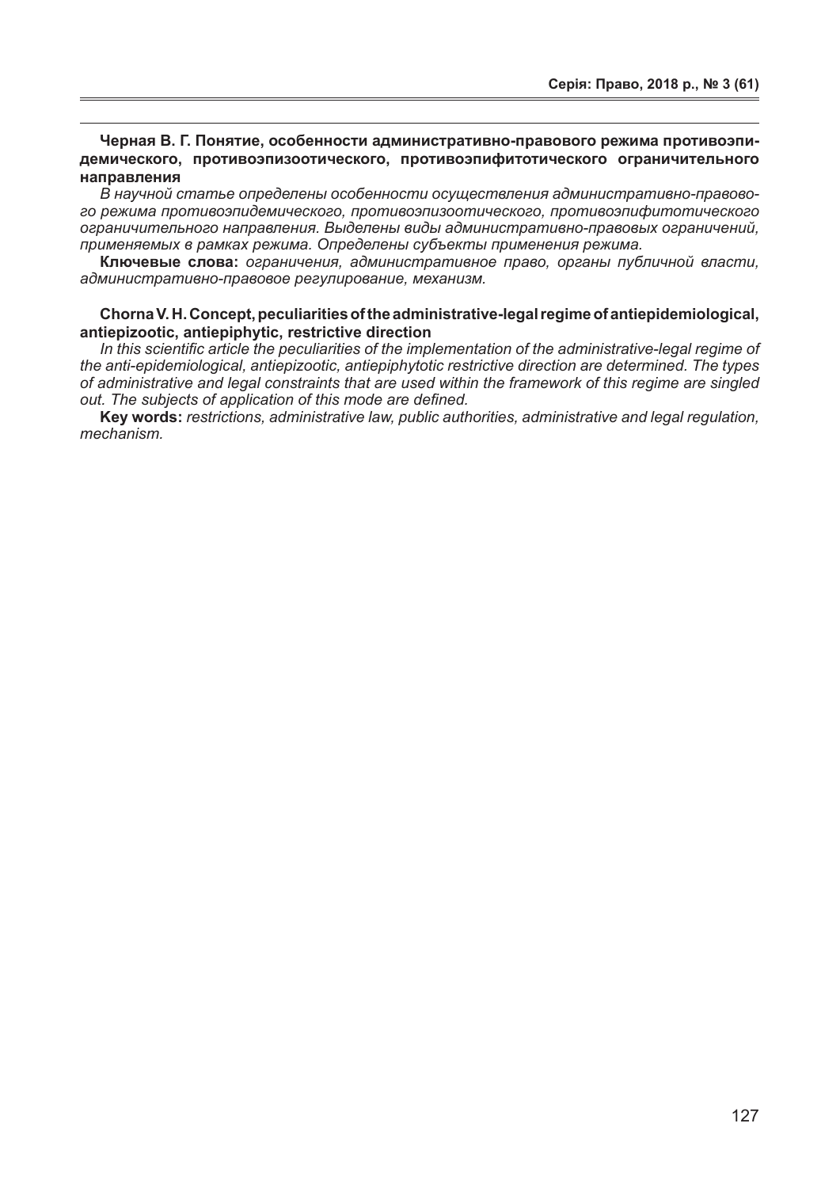**Черная В. Г. Понятие, особенности административно-правового режима противоэпидемического, противоэпизоотического, противоэпифитотического ограничительного направления**

*В научной статье определены особенности осуществления административно-правового режима противоэпидемического, противоэпизоотического, противоэпифитотического ограничительного направления. Выделены виды административно-правовых ограничений, применяемых в рамках режима. Определены субъекты применения режима.*

**Ключевые слова:** *ограничения, административное право, органы публичной власти, административно-правовое регулирование, механизм.*

**Chorna V. H. Concept, peculiarities of the administrative-legal regime of antiepidemiological, antiepizootic, antiepiphytic, restrictive direction**

*In this scientific article the peculiarities of the implementation of the administrative-legal regime of the anti-epidemiological, antiepizootic, antiepiphytotic restrictive direction are determined. The types of administrative and legal constraints that are used within the framework of this regime are singled out. The subjects of application of this mode are defined.*

**Key words:** *restrictions, administrative law, public authorities, administrative and legal regulation, mechanism.*